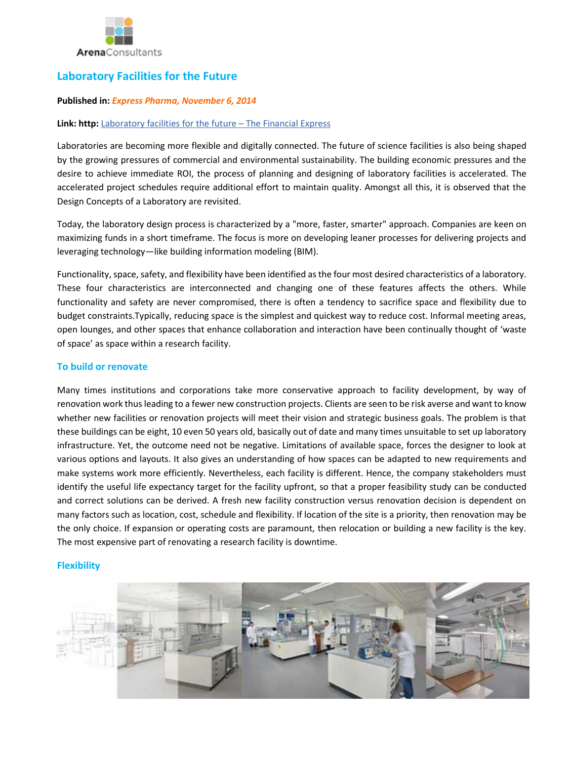ArenaConsultants

# Laboratory Facilities for the Future

**Published in:** ***Express Pharma, November 6, 2014***

**Link: http:** [Laboratory facilities for the future – The Financial Express]()

Laboratories are becoming more flexible and digitally connected. The future of science facilities is also being shaped by the growing pressures of commercial and environmental sustainability. The building economic pressures and the desire to achieve immediate ROI, the process of planning and designing of laboratory facilities is accelerated. The accelerated project schedules require additional effort to maintain quality. Amongst all this, it is observed that the Design Concepts of a Laboratory are revisited.

Today, the laboratory design process is characterized by a "more, faster, smarter" approach. Companies are keen on maximizing funds in a short timeframe. The focus is more on developing leaner processes for delivering projects and leveraging technology—like building information modeling (BIM).

Functionality, space, safety, and flexibility have been identified as the four most desired characteristics of a laboratory. These four characteristics are interconnected and changing one of these features affects the others. While functionality and safety are never compromised, there is often a tendency to sacrifice space and flexibility due to budget constraints.Typically, reducing space is the simplest and quickest way to reduce cost. Informal meeting areas, open lounges, and other spaces that enhance collaboration and interaction have been continually thought of 'waste of space' as space within a research facility.

## To build or renovate

Many times institutions and corporations take more conservative approach to facility development, by way of renovation work thus leading to a fewer new construction projects. Clients are seen to be risk averse and want to know whether new facilities or renovation projects will meet their vision and strategic business goals. The problem is that these buildings can be eight, 10 even 50 years old, basically out of date and many times unsuitable to set up laboratory infrastructure. Yet, the outcome need not be negative. Limitations of available space, forces the designer to look at various options and layouts. It also gives an understanding of how spaces can be adapted to new requirements and make systems work more efficiently. Nevertheless, each facility is different. Hence, the company stakeholders must identify the useful life expectancy target for the facility upfront, so that a proper feasibility study can be conducted and correct solutions can be derived. A fresh new facility construction versus renovation decision is dependent on many factors such as location, cost, schedule and flexibility. If location of the site is a priority, then renovation may be the only choice. If expansion or operating costs are paramount, then relocation or building a new facility is the key. The most expensive part of renovating a research facility is downtime.

## Flexibility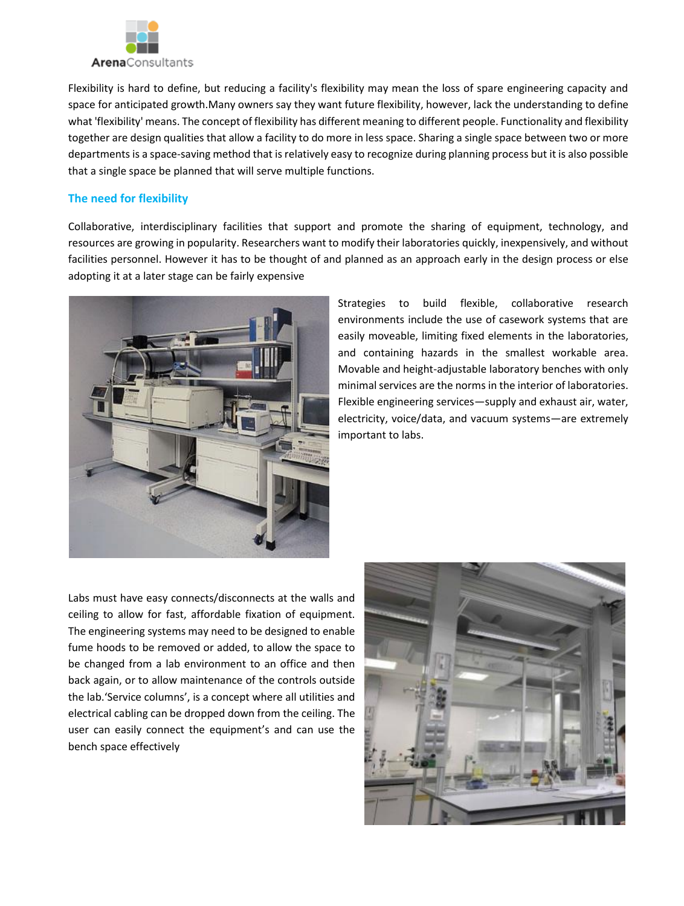Flexibility is hard to define, but reducing a facility's flexibility may mean the loss of spare engineering capacity and space for anticipated growth.Many owners say they want future flexibility, however, lack the understanding to define what 'flexibility' means. The concept of flexibility has different meaning to different people. Functionality and flexibility together are design qualities that allow a facility to do more in less space. Sharing a single space between two or more departments is a space-saving method that is relatively easy to recognize during planning process but it is also possible that a single space be planned that will serve multiple functions.

## The need for flexibility

Collaborative, interdisciplinary facilities that support and promote the sharing of equipment, technology, and resources are growing in popularity. Researchers want to modify their laboratories quickly, inexpensively, and without facilities personnel. However it has to be thought of and planned as an approach early in the design process or else adopting it at a later stage can be fairly expensive

Strategies to build flexible, collaborative research environments include the use of casework systems that are easily moveable, limiting fixed elements in the laboratories, and containing hazards in the smallest workable area. Movable and height-adjustable laboratory benches with only minimal services are the norms in the interior of laboratories. Flexible engineering services—supply and exhaust air, water, electricity, voice/data, and vacuum systems—are extremely important to labs.

Labs must have easy connects/disconnects at the walls and ceiling to allow for fast, affordable fixation of equipment. The engineering systems may need to be designed to enable fume hoods to be removed or added, to allow the space to be changed from a lab environment to an office and then back again, or to allow maintenance of the controls outside the lab.'Service columns', is a concept where all utilities and electrical cabling can be dropped down from the ceiling. The user can easily connect the equipment's and can use the bench space effectively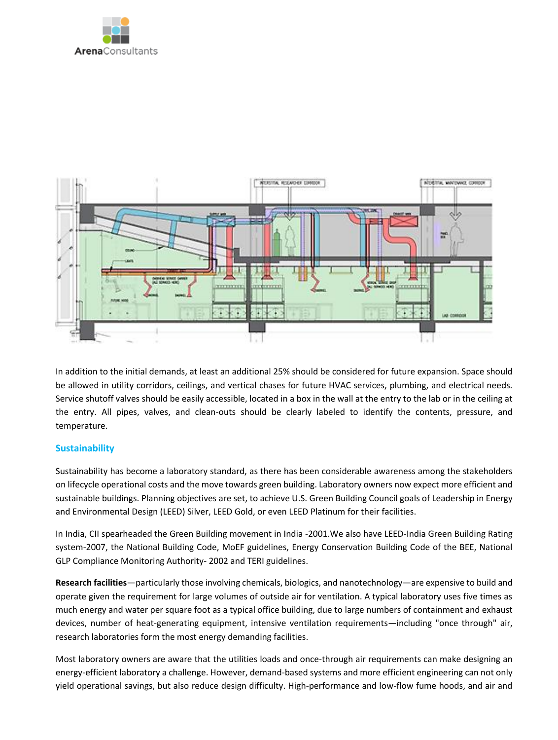In addition to the initial demands, at least an additional 25% should be considered for future expansion. Space should be allowed in utility corridors, ceilings, and vertical chases for future HVAC services, plumbing, and electrical needs. Service shutoff valves should be easily accessible, located in a box in the wall at the entry to the lab or in the ceiling at the entry. All pipes, valves, and clean-outs should be clearly labeled to identify the contents, pressure, and temperature.

## Sustainability

Sustainability has become a laboratory standard, as there has been considerable awareness among the stakeholders on lifecycle operational costs and the move towards green building. Laboratory owners now expect more efficient and sustainable buildings. Planning objectives are set, to achieve U.S. Green Building Council goals of Leadership in Energy and Environmental Design (LEED) Silver, LEED Gold, or even LEED Platinum for their facilities.

In India, CII spearheaded the Green Building movement in India -2001.We also have LEED-India Green Building Rating system-2007, the National Building Code, MoEF guidelines, Energy Conservation Building Code of the BEE, National GLP Compliance Monitoring Authority- 2002 and TERI guidelines.

**Research facilities**—particularly those involving chemicals, biologics, and nanotechnology—are expensive to build and operate given the requirement for large volumes of outside air for ventilation. A typical laboratory uses five times as much energy and water per square foot as a typical office building, due to large numbers of containment and exhaust devices, number of heat-generating equipment, intensive ventilation requirements—including "once through" air, research laboratories form the most energy demanding facilities.

Most laboratory owners are aware that the utilities loads and once-through air requirements can make designing an energy-efficient laboratory a challenge. However, demand-based systems and more efficient engineering can not only yield operational savings, but also reduce design difficulty. High-performance and low-flow fume hoods, and air and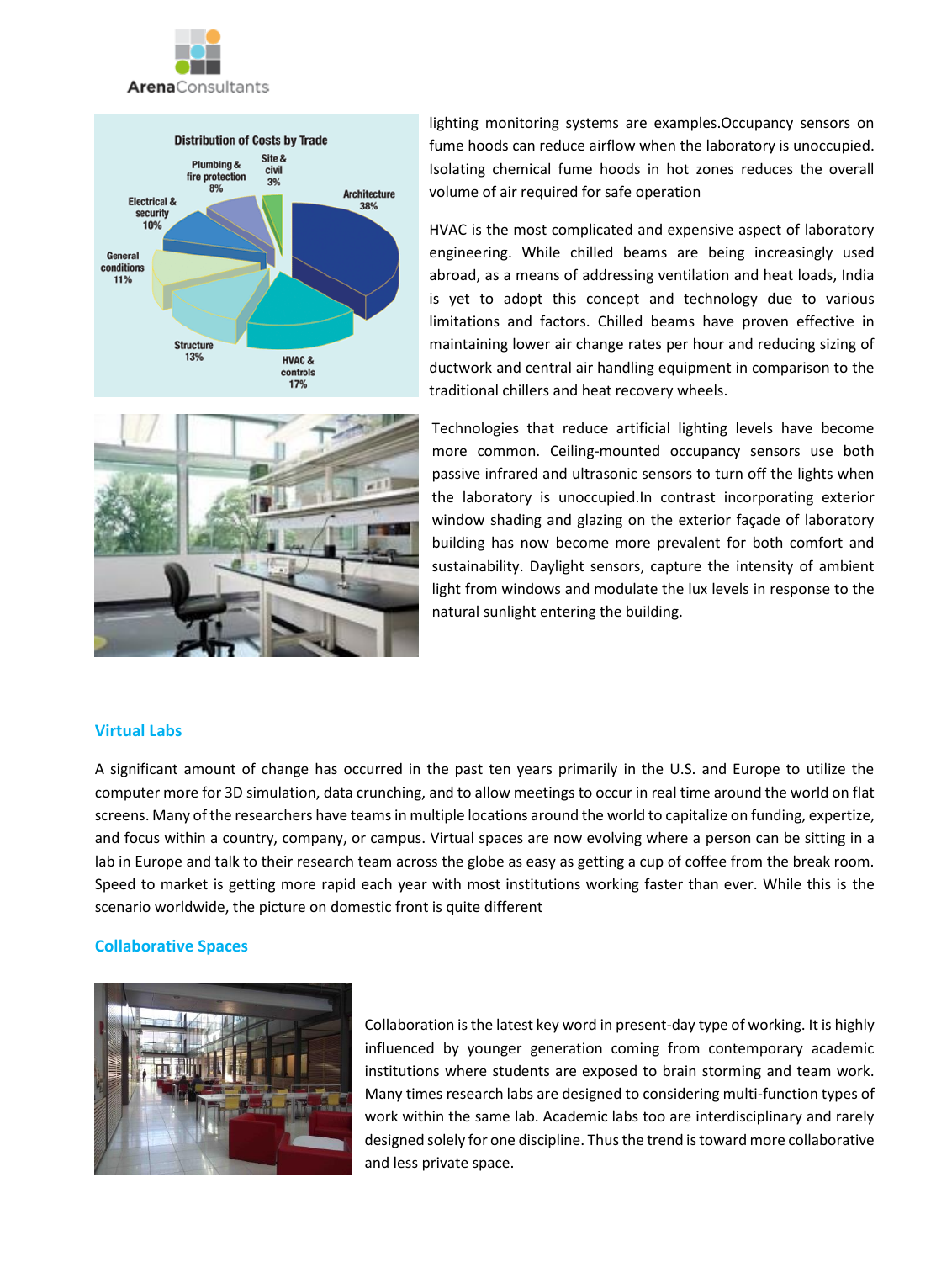lighting monitoring systems are examples.Occupancy sensors on fume hoods can reduce airflow when the laboratory is unoccupied. Isolating chemical fume hoods in hot zones reduces the overall volume of air required for safe operation

HVAC is the most complicated and expensive aspect of laboratory engineering. While chilled beams are being increasingly used abroad, as a means of addressing ventilation and heat loads, India is yet to adopt this concept and technology due to various limitations and factors. Chilled beams have proven effective in maintaining lower air change rates per hour and reducing sizing of ductwork and central air handling equipment in comparison to the traditional chillers and heat recovery wheels.

Technologies that reduce artificial lighting levels have become more common. Ceiling-mounted occupancy sensors use both passive infrared and ultrasonic sensors to turn off the lights when the laboratory is unoccupied.In contrast incorporating exterior window shading and glazing on the exterior façade of laboratory building has now become more prevalent for both comfort and sustainability. Daylight sensors, capture the intensity of ambient light from windows and modulate the lux levels in response to the natural sunlight entering the building.

## Virtual Labs

A significant amount of change has occurred in the past ten years primarily in the U.S. and Europe to utilize the computer more for 3D simulation, data crunching, and to allow meetings to occur in real time around the world on flat screens. Many of the researchers have teams in multiple locations around the world to capitalize on funding, expertize, and focus within a country, company, or campus. Virtual spaces are now evolving where a person can be sitting in a lab in Europe and talk to their research team across the globe as easy as getting a cup of coffee from the break room. Speed to market is getting more rapid each year with most institutions working faster than ever. While this is the scenario worldwide, the picture on domestic front is quite different

## Collaborative Spaces

Collaboration is the latest key word in present-day type of working. It is highly influenced by younger generation coming from contemporary academic institutions where students are exposed to brain storming and team work. Many times research labs are designed to considering multi-function types of work within the same lab. Academic labs too are interdisciplinary and rarely designed solely for one discipline. Thus the trend is toward more collaborative and less private space.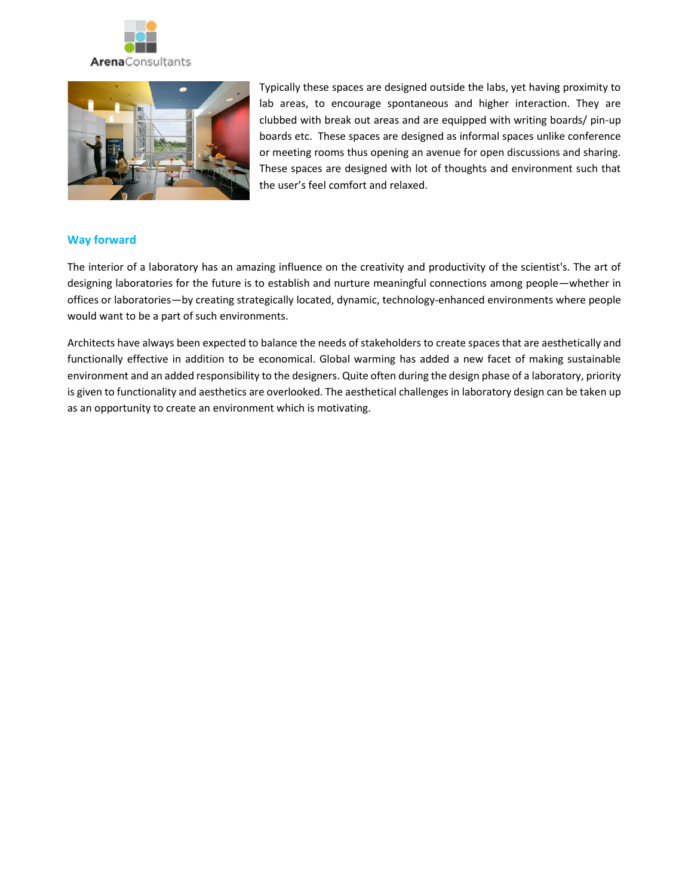Typically these spaces are designed outside the labs, yet having proximity to lab areas, to encourage spontaneous and higher interaction. They are clubbed with break out areas and are equipped with writing boards/ pin-up boards etc. These spaces are designed as informal spaces unlike conference or meeting rooms thus opening an avenue for open discussions and sharing. These spaces are designed with lot of thoughts and environment such that the user's feel comfort and relaxed.

## Way forward

The interior of a laboratory has an amazing influence on the creativity and productivity of the scientist's. The art of designing laboratories for the future is to establish and nurture meaningful connections among people—whether in offices or laboratories—by creating strategically located, dynamic, technology-enhanced environments where people would want to be a part of such environments.

Architects have always been expected to balance the needs of stakeholders to create spaces that are aesthetically and functionally effective in addition to be economical. Global warming has added a new facet of making sustainable environment and an added responsibility to the designers. Quite often during the design phase of a laboratory, priority is given to functionality and aesthetics are overlooked. The aesthetical challenges in laboratory design can be taken up as an opportunity to create an environment which is motivating.